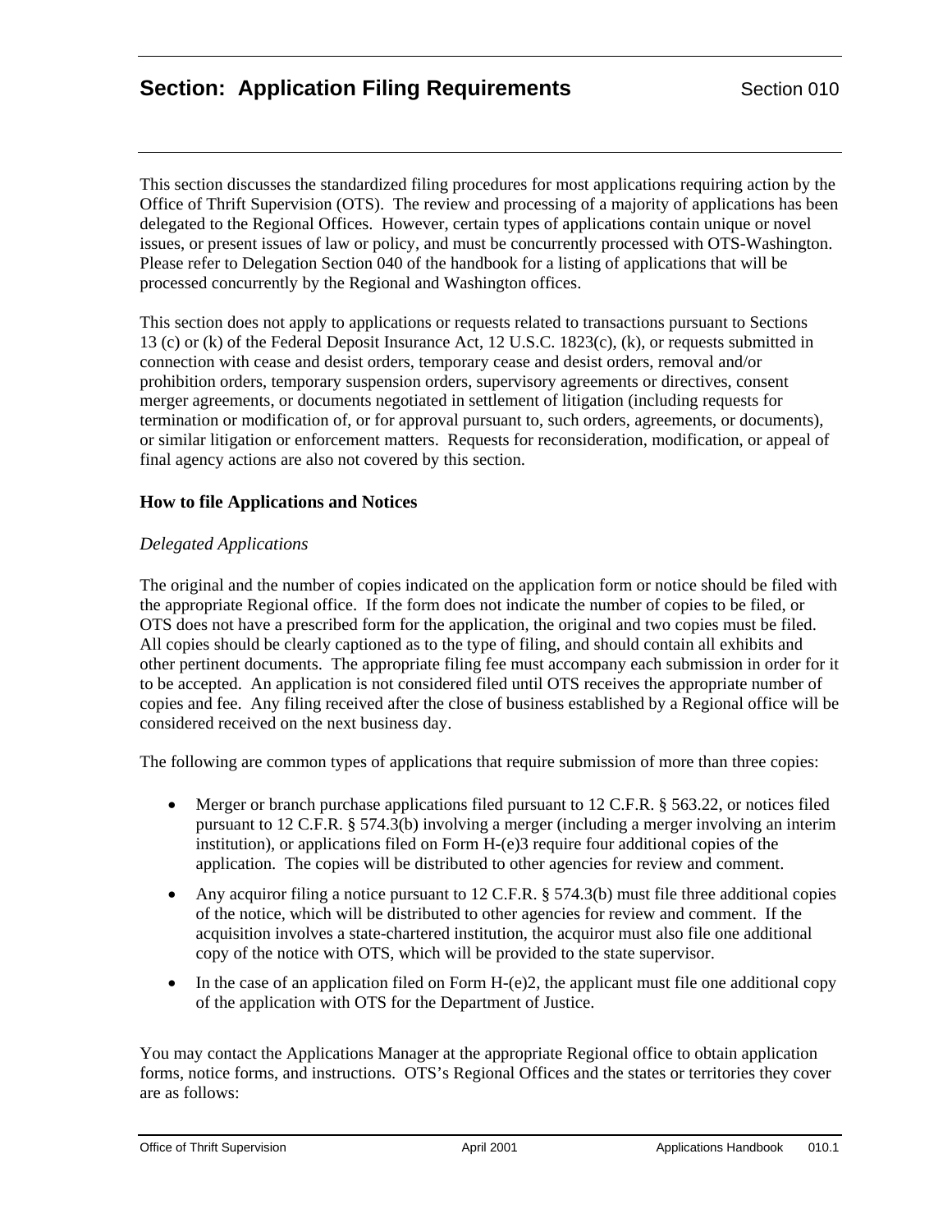# Section: Application Filing Requirements

Section 010

This section discusses the standardized filing procedures for most applications requiring action by the Office of Thrift Supervision (OTS). The review and processing of a majority of applications has been delegated to the Regional Offices. However, certain types of applications contain unique or novel issues, or present issues of law or policy, and must be concurrently processed with OTS-Washington. Please refer to Delegation Section 040 of the handbook for a listing of applications that will be processed concurrently by the Regional and Washington offices.

This section does not apply to applications or requests related to transactions pursuant to Sections 13 (c) or (k) of the Federal Deposit Insurance Act, 12 U.S.C. 1823(c), (k), or requests submitted in connection with cease and desist orders, temporary cease and desist orders, removal and/or prohibition orders, temporary suspension orders, supervisory agreements or directives, consent merger agreements, or documents negotiated in settlement of litigation (including requests for termination or modification of, or for approval pursuant to, such orders, agreements, or documents), or similar litigation or enforcement matters. Requests for reconsideration, modification, or appeal of final agency actions are also not covered by this section.

### How to file Applications and Notices

*Delegated Applications*

The original and the number of copies indicated on the application form or notice should be filed with the appropriate Regional office. If the form does not indicate the number of copies to be filed, or OTS does not have a prescribed form for the application, the original and two copies must be filed. All copies should be clearly captioned as to the type of filing, and should contain all exhibits and other pertinent documents. The appropriate filing fee must accompany each submission in order for it to be accepted. An application is not considered filed until OTS receives the appropriate number of copies and fee. Any filing received after the close of business established by a Regional office will be considered received on the next business day.

The following are common types of applications that require submission of more than three copies:

- Merger or branch purchase applications filed pursuant to 12 C.F.R. § 563.22, or notices filed pursuant to 12 C.F.R. § 574.3(b) involving a merger (including a merger involving an interim institution), or applications filed on Form H-(e)3 require four additional copies of the application. The copies will be distributed to other agencies for review and comment.
- Any acquiror filing a notice pursuant to 12 C.F.R. § 574.3(b) must file three additional copies of the notice, which will be distributed to other agencies for review and comment. If the acquisition involves a state-chartered institution, the acquiror must also file one additional copy of the notice with OTS, which will be provided to the state supervisor.
- In the case of an application filed on Form H-(e)2, the applicant must file one additional copy of the application with OTS for the Department of Justice.

You may contact the Applications Manager at the appropriate Regional office to obtain application forms, notice forms, and instructions. OTS's Regional Offices and the states or territories they cover are as follows: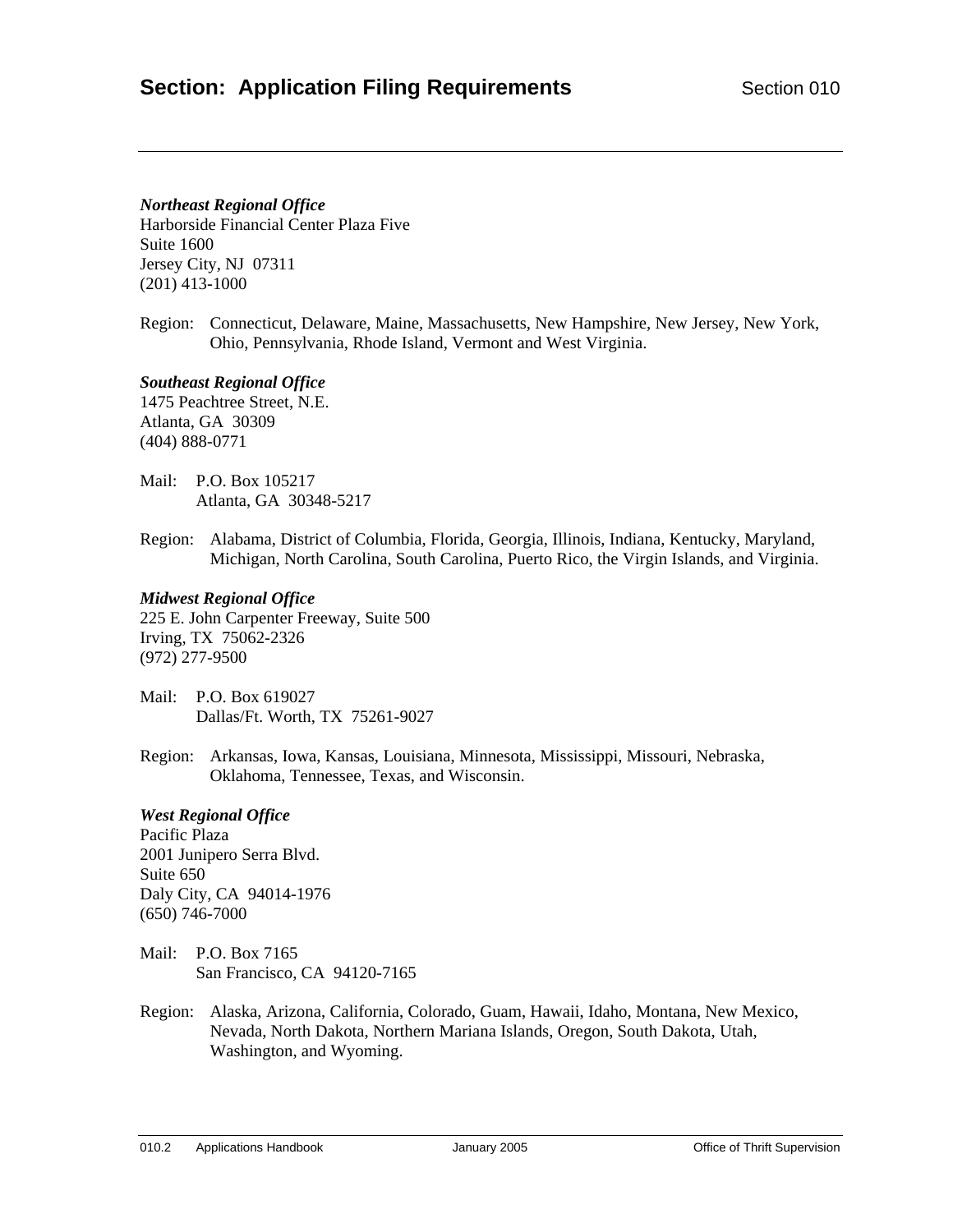***Northeast Regional Office***
Harborside Financial Center Plaza Five
Suite 1600
Jersey City, NJ 07311
(201) 413-1000

Region: Connecticut, Delaware, Maine, Massachusetts, New Hampshire, New Jersey, New York, Ohio, Pennsylvania, Rhode Island, Vermont and West Virginia.

***Southeast Regional Office***
1475 Peachtree Street, N.E.
Atlanta, GA 30309
(404) 888-0771

Mail: P.O. Box 105217
Atlanta, GA 30348-5217

Region: Alabama, District of Columbia, Florida, Georgia, Illinois, Indiana, Kentucky, Maryland, Michigan, North Carolina, South Carolina, Puerto Rico, the Virgin Islands, and Virginia.

***Midwest Regional Office***
225 E. John Carpenter Freeway, Suite 500
Irving, TX 75062-2326
(972) 277-9500

Mail: P.O. Box 619027
Dallas/Ft. Worth, TX 75261-9027

Region: Arkansas, Iowa, Kansas, Louisiana, Minnesota, Mississippi, Missouri, Nebraska, Oklahoma, Tennessee, Texas, and Wisconsin.

***West Regional Office***
Pacific Plaza
2001 Junipero Serra Blvd.
Suite 650
Daly City, CA 94014-1976
(650) 746-7000

Mail: P.O. Box 7165
San Francisco, CA 94120-7165

Region: Alaska, Arizona, California, Colorado, Guam, Hawaii, Idaho, Montana, New Mexico, Nevada, North Dakota, Northern Mariana Islands, Oregon, South Dakota, Utah, Washington, and Wyoming.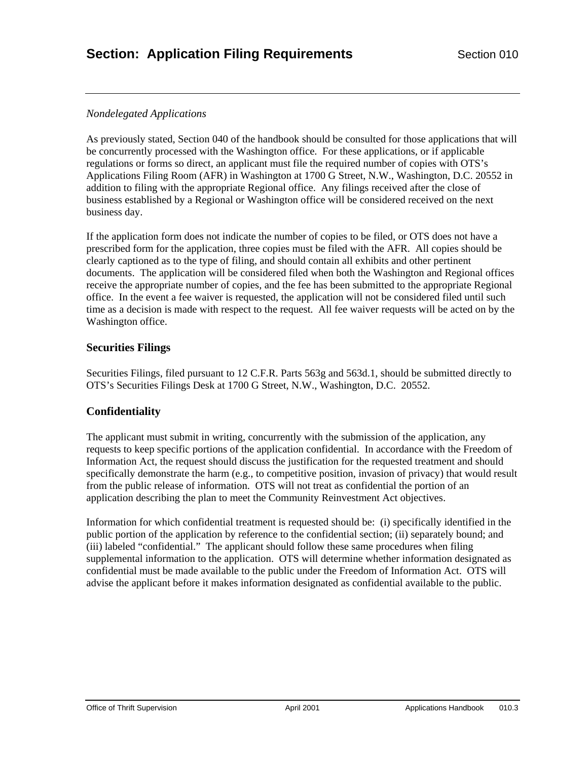*Nondelegated Applications*

As previously stated, Section 040 of the handbook should be consulted for those applications that will be concurrently processed with the Washington office. For these applications, or if applicable regulations or forms so direct, an applicant must file the required number of copies with OTS's Applications Filing Room (AFR) in Washington at 1700 G Street, N.W., Washington, D.C. 20552 in addition to filing with the appropriate Regional office. Any filings received after the close of business established by a Regional or Washington office will be considered received on the next business day.

If the application form does not indicate the number of copies to be filed, or OTS does not have a prescribed form for the application, three copies must be filed with the AFR. All copies should be clearly captioned as to the type of filing, and should contain all exhibits and other pertinent documents. The application will be considered filed when both the Washington and Regional offices receive the appropriate number of copies, and the fee has been submitted to the appropriate Regional office. In the event a fee waiver is requested, the application will not be considered filed until such time as a decision is made with respect to the request. All fee waiver requests will be acted on by the Washington office.

## Securities Filings

Securities Filings, filed pursuant to 12 C.F.R. Parts 563g and 563d.1, should be submitted directly to OTS's Securities Filings Desk at 1700 G Street, N.W., Washington, D.C. 20552.

## Confidentiality

The applicant must submit in writing, concurrently with the submission of the application, any requests to keep specific portions of the application confidential. In accordance with the Freedom of Information Act, the request should discuss the justification for the requested treatment and should specifically demonstrate the harm (e.g., to competitive position, invasion of privacy) that would result from the public release of information. OTS will not treat as confidential the portion of an application describing the plan to meet the Community Reinvestment Act objectives.

Information for which confidential treatment is requested should be: (i) specifically identified in the public portion of the application by reference to the confidential section; (ii) separately bound; and (iii) labeled "confidential." The applicant should follow these same procedures when filing supplemental information to the application. OTS will determine whether information designated as confidential must be made available to the public under the Freedom of Information Act. OTS will advise the applicant before it makes information designated as confidential available to the public.